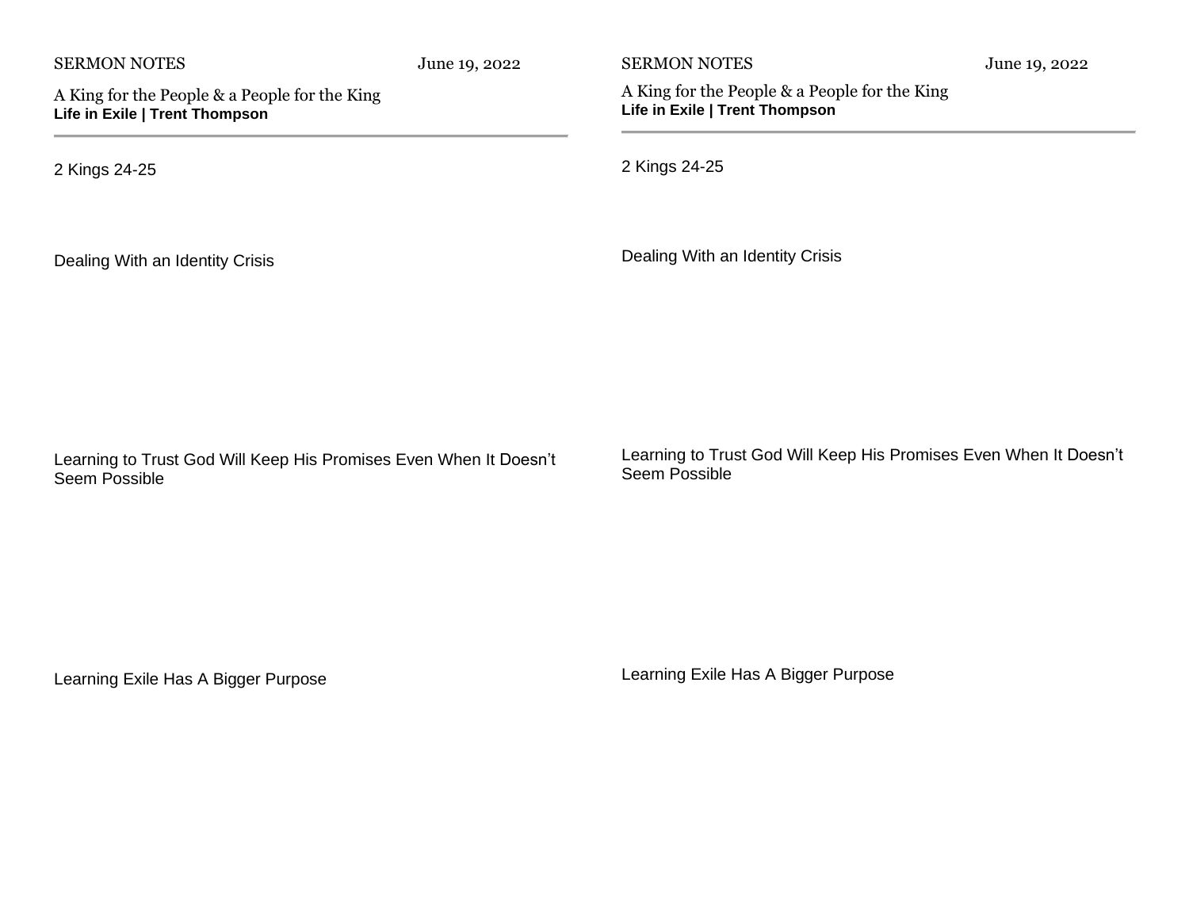SERMON NOTES June 19, 2022

A King for the People & a People for the King
**Life in Exile | Trent Thompson**

---

2 Kings 24-25

Dealing With an Identity Crisis

Learning to Trust God Will Keep His Promises Even When It Doesn't Seem Possible

Learning Exile Has A Bigger Purpose

SERMON NOTES June 19, 2022

A King for the People & a People for the King
**Life in Exile | Trent Thompson**

---

2 Kings 24-25

Dealing With an Identity Crisis

Learning to Trust God Will Keep His Promises Even When It Doesn't Seem Possible

Learning Exile Has A Bigger Purpose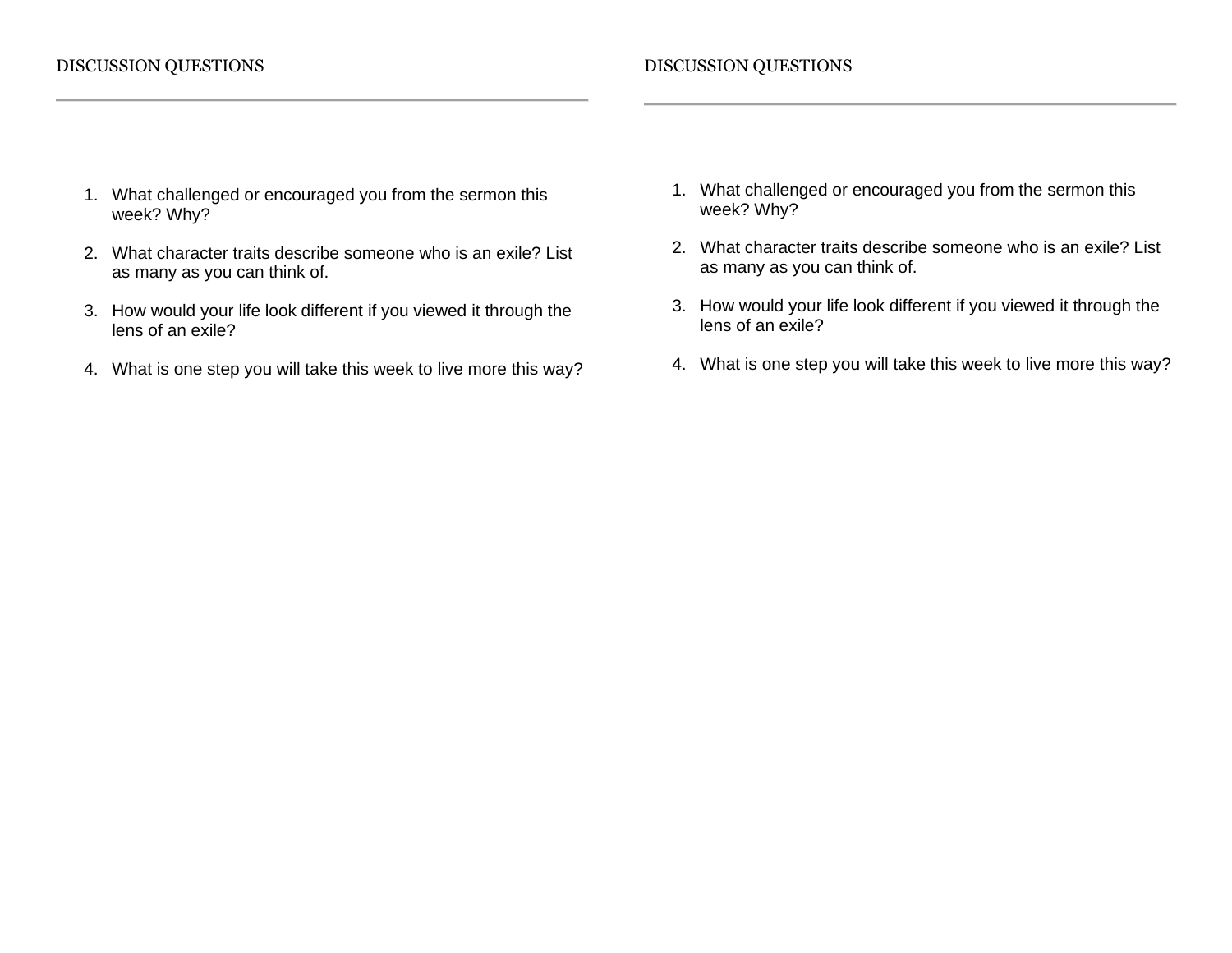## DISCUSSION QUESTIONS

1. What challenged or encouraged you from the sermon this week? Why?

2. What character traits describe someone who is an exile? List as many as you can think of.

3. How would your life look different if you viewed it through the lens of an exile?

4. What is one step you will take this week to live more this way?

## DISCUSSION QUESTIONS

1. What challenged or encouraged you from the sermon this week? Why?

2. What character traits describe someone who is an exile? List as many as you can think of.

3. How would your life look different if you viewed it through the lens of an exile?

4. What is one step you will take this week to live more this way?